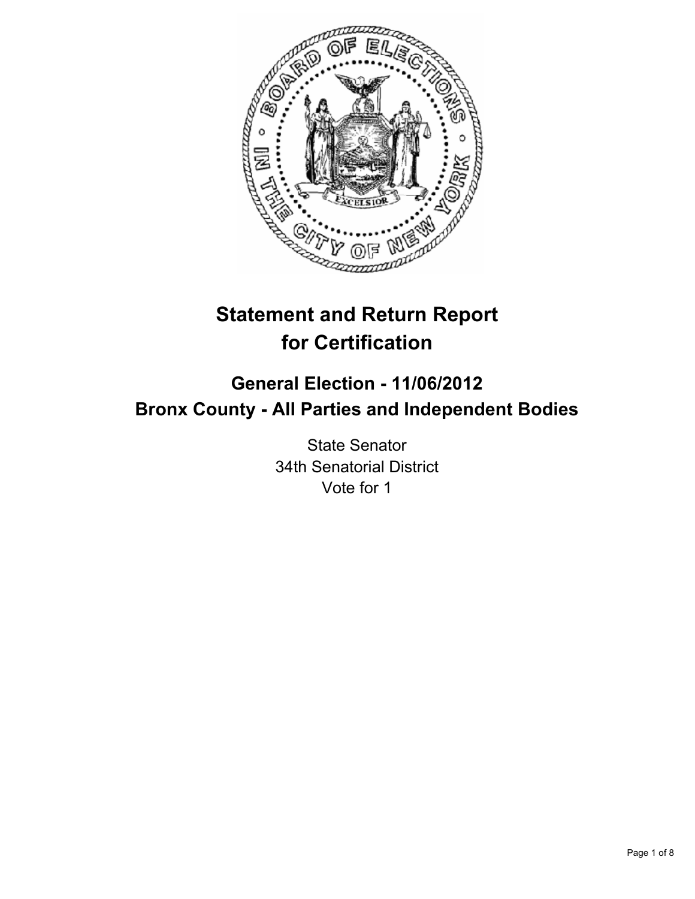# Statement and Return Report for Certification

## General Election - 11/06/2012
## Bronx County - All Parties and Independent Bodies

State Senator
34th Senatorial District
Vote for 1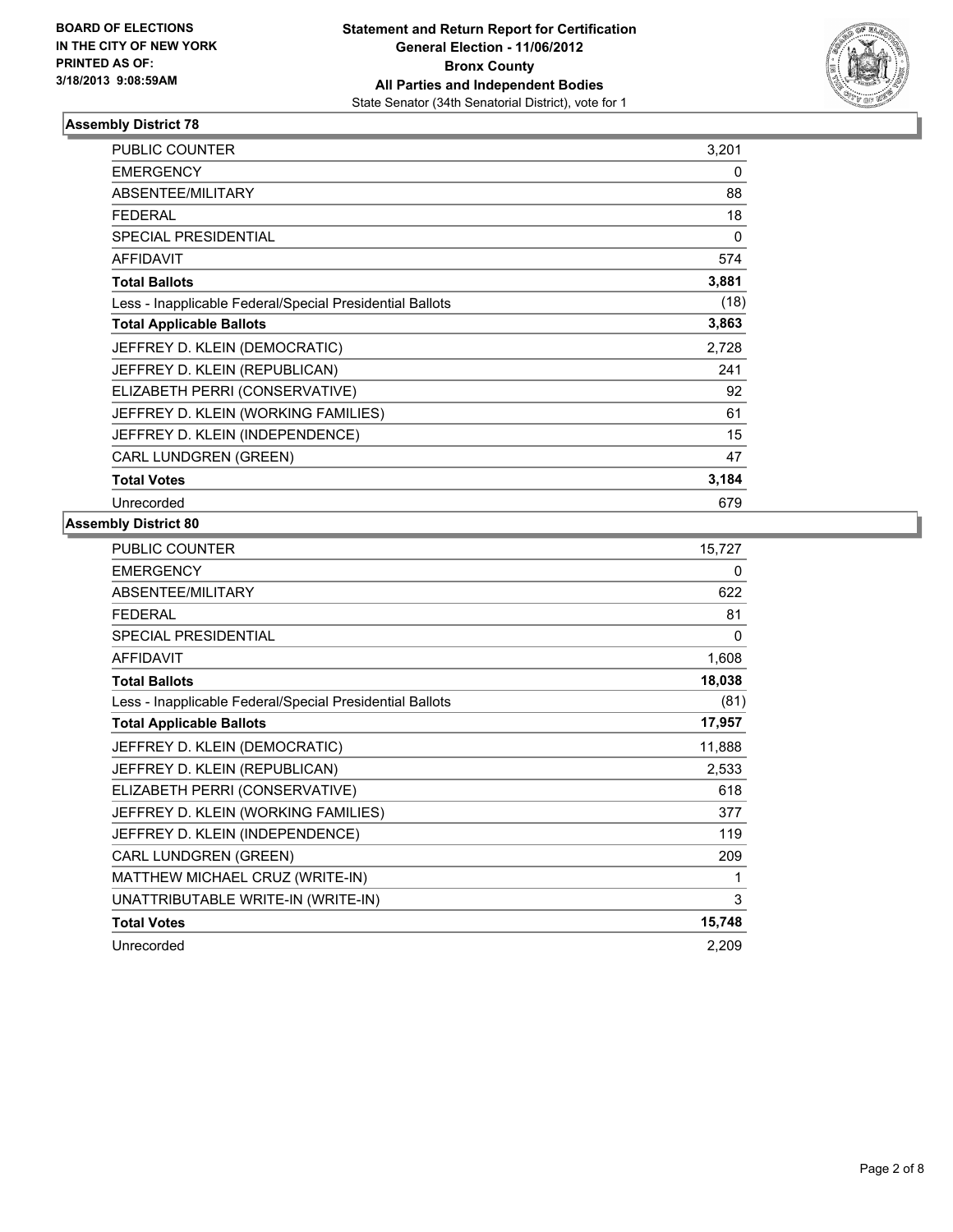**BOARD OF ELECTIONS IN THE CITY OF NEW YORK PRINTED AS OF: 3/18/2013 9:08:59AM**

**Statement and Return Report for Certification General Election - 11/06/2012 Bronx County All Parties and Independent Bodies**

State Senator (34th Senatorial District), vote for 1

### Assembly District 78

| | |
|---|---|
| PUBLIC COUNTER | 3,201 |
| EMERGENCY | 0 |
| ABSENTEE/MILITARY | 88 |
| FEDERAL | 18 |
| SPECIAL PRESIDENTIAL | 0 |
| AFFIDAVIT | 574 |
| **Total Ballots** | **3,881** |
| Less - Inapplicable Federal/Special Presidential Ballots | (18) |
| **Total Applicable Ballots** | **3,863** |
| JEFFREY D. KLEIN (DEMOCRATIC) | 2,728 |
| JEFFREY D. KLEIN (REPUBLICAN) | 241 |
| ELIZABETH PERRI (CONSERVATIVE) | 92 |
| JEFFREY D. KLEIN (WORKING FAMILIES) | 61 |
| JEFFREY D. KLEIN (INDEPENDENCE) | 15 |
| CARL LUNDGREN (GREEN) | 47 |
| **Total Votes** | **3,184** |
| Unrecorded | 679 |

### Assembly District 80

| | |
|---|---|
| PUBLIC COUNTER | 15,727 |
| EMERGENCY | 0 |
| ABSENTEE/MILITARY | 622 |
| FEDERAL | 81 |
| SPECIAL PRESIDENTIAL | 0 |
| AFFIDAVIT | 1,608 |
| **Total Ballots** | **18,038** |
| Less - Inapplicable Federal/Special Presidential Ballots | (81) |
| **Total Applicable Ballots** | **17,957** |
| JEFFREY D. KLEIN (DEMOCRATIC) | 11,888 |
| JEFFREY D. KLEIN (REPUBLICAN) | 2,533 |
| ELIZABETH PERRI (CONSERVATIVE) | 618 |
| JEFFREY D. KLEIN (WORKING FAMILIES) | 377 |
| JEFFREY D. KLEIN (INDEPENDENCE) | 119 |
| CARL LUNDGREN (GREEN) | 209 |
| MATTHEW MICHAEL CRUZ (WRITE-IN) | 1 |
| UNATTRIBUTABLE WRITE-IN (WRITE-IN) | 3 |
| **Total Votes** | **15,748** |
| Unrecorded | 2,209 |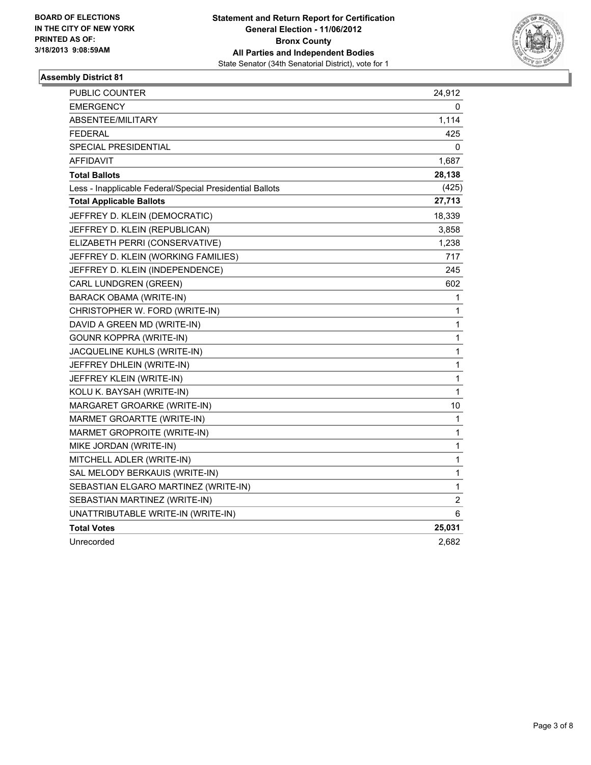**BOARD OF ELECTIONS IN THE CITY OF NEW YORK PRINTED AS OF: 3/18/2013 9:08:59AM**

**Statement and Return Report for Certification**
**General Election - 11/06/2012**
**Bronx County**
**All Parties and Independent Bodies**
State Senator (34th Senatorial District), vote for 1

## Assembly District 81

| | |
|---|---|
| PUBLIC COUNTER | 24,912 |
| EMERGENCY | 0 |
| ABSENTEE/MILITARY | 1,114 |
| FEDERAL | 425 |
| SPECIAL PRESIDENTIAL | 0 |
| AFFIDAVIT | 1,687 |
| **Total Ballots** | **28,138** |
| Less - Inapplicable Federal/Special Presidential Ballots | (425) |
| **Total Applicable Ballots** | **27,713** |
| JEFFREY D. KLEIN (DEMOCRATIC) | 18,339 |
| JEFFREY D. KLEIN (REPUBLICAN) | 3,858 |
| ELIZABETH PERRI (CONSERVATIVE) | 1,238 |
| JEFFREY D. KLEIN (WORKING FAMILIES) | 717 |
| JEFFREY D. KLEIN (INDEPENDENCE) | 245 |
| CARL LUNDGREN (GREEN) | 602 |
| BARACK OBAMA (WRITE-IN) | 1 |
| CHRISTOPHER W. FORD (WRITE-IN) | 1 |
| DAVID A GREEN MD (WRITE-IN) | 1 |
| GOUNR KOPPRA (WRITE-IN) | 1 |
| JACQUELINE KUHLS (WRITE-IN) | 1 |
| JEFFREY DHLEIN (WRITE-IN) | 1 |
| JEFFREY KLEIN (WRITE-IN) | 1 |
| KOLU K. BAYSAH (WRITE-IN) | 1 |
| MARGARET GROARKE (WRITE-IN) | 10 |
| MARMET GROARTTE (WRITE-IN) | 1 |
| MARMET GROPROITE (WRITE-IN) | 1 |
| MIKE JORDAN (WRITE-IN) | 1 |
| MITCHELL ADLER (WRITE-IN) | 1 |
| SAL MELODY BERKAUIS (WRITE-IN) | 1 |
| SEBASTIAN ELGARO MARTINEZ (WRITE-IN) | 1 |
| SEBASTIAN MARTINEZ (WRITE-IN) | 2 |
| UNATTRIBUTABLE WRITE-IN (WRITE-IN) | 6 |
| **Total Votes** | **25,031** |
| Unrecorded | 2,682 |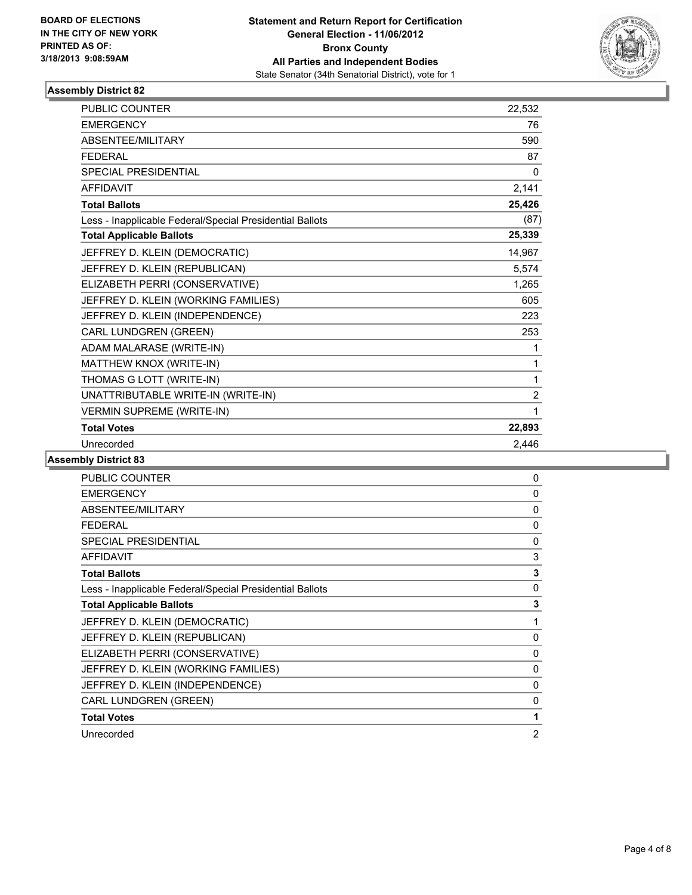**BOARD OF ELECTIONS IN THE CITY OF NEW YORK PRINTED AS OF: 3/18/2013 9:08:59AM**

**Statement and Return Report for Certification General Election - 11/06/2012 Bronx County All Parties and Independent Bodies**
State Senator (34th Senatorial District), vote for 1

## Assembly District 82

| | |
|---|---|
| PUBLIC COUNTER | 22,532 |
| EMERGENCY | 76 |
| ABSENTEE/MILITARY | 590 |
| FEDERAL | 87 |
| SPECIAL PRESIDENTIAL | 0 |
| AFFIDAVIT | 2,141 |
| **Total Ballots** | **25,426** |
| Less - Inapplicable Federal/Special Presidential Ballots | (87) |
| **Total Applicable Ballots** | **25,339** |
| JEFFREY D. KLEIN (DEMOCRATIC) | 14,967 |
| JEFFREY D. KLEIN (REPUBLICAN) | 5,574 |
| ELIZABETH PERRI (CONSERVATIVE) | 1,265 |
| JEFFREY D. KLEIN (WORKING FAMILIES) | 605 |
| JEFFREY D. KLEIN (INDEPENDENCE) | 223 |
| CARL LUNDGREN (GREEN) | 253 |
| ADAM MALARASE (WRITE-IN) | 1 |
| MATTHEW KNOX (WRITE-IN) | 1 |
| THOMAS G LOTT (WRITE-IN) | 1 |
| UNATTRIBUTABLE WRITE-IN (WRITE-IN) | 2 |
| VERMIN SUPREME (WRITE-IN) | 1 |
| **Total Votes** | **22,893** |
| Unrecorded | 2,446 |

## Assembly District 83

| | |
|---|---|
| PUBLIC COUNTER | 0 |
| EMERGENCY | 0 |
| ABSENTEE/MILITARY | 0 |
| FEDERAL | 0 |
| SPECIAL PRESIDENTIAL | 0 |
| AFFIDAVIT | 3 |
| **Total Ballots** | **3** |
| Less - Inapplicable Federal/Special Presidential Ballots | 0 |
| **Total Applicable Ballots** | **3** |
| JEFFREY D. KLEIN (DEMOCRATIC) | 1 |
| JEFFREY D. KLEIN (REPUBLICAN) | 0 |
| ELIZABETH PERRI (CONSERVATIVE) | 0 |
| JEFFREY D. KLEIN (WORKING FAMILIES) | 0 |
| JEFFREY D. KLEIN (INDEPENDENCE) | 0 |
| CARL LUNDGREN (GREEN) | 0 |
| **Total Votes** | **1** |
| Unrecorded | 2 |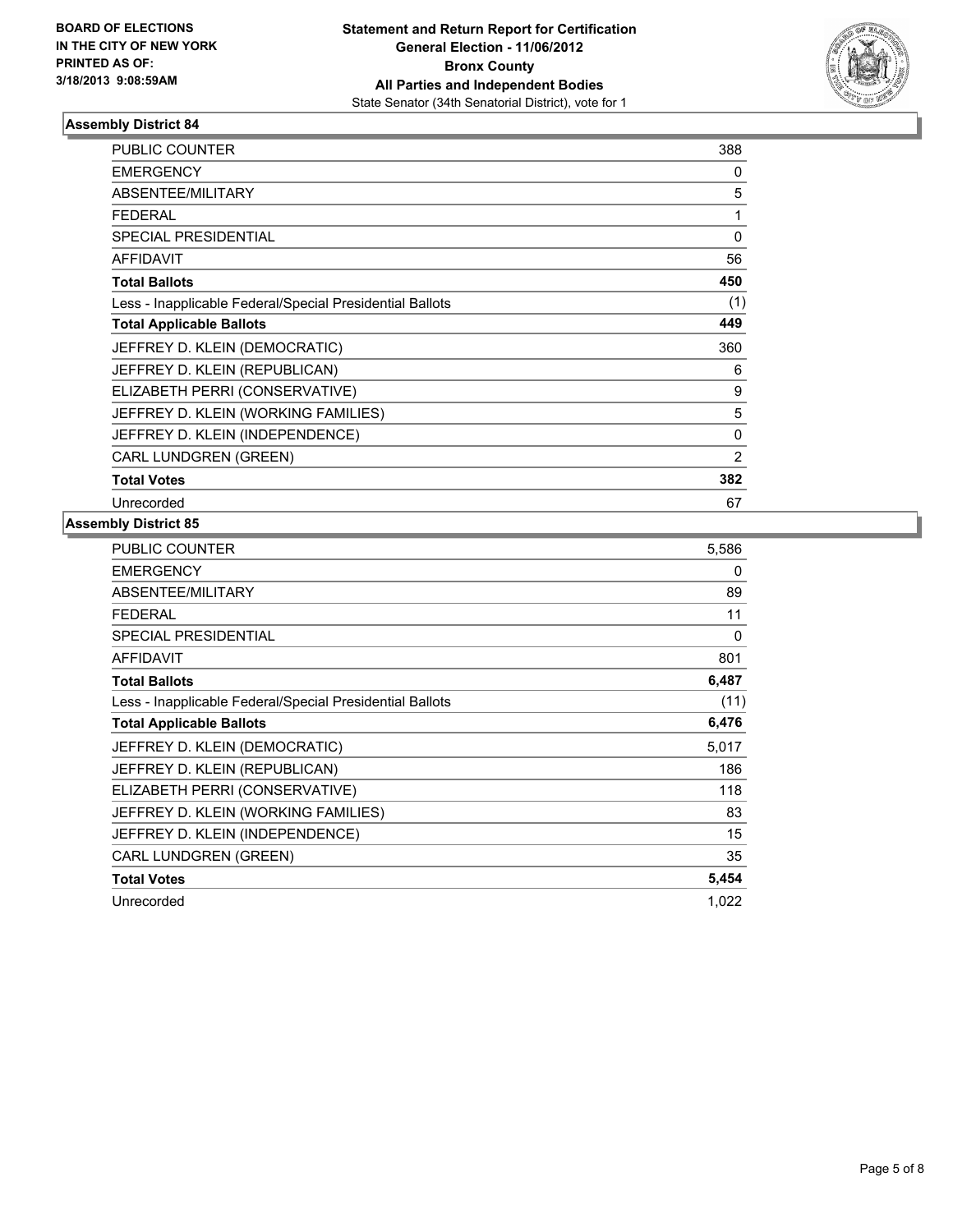**BOARD OF ELECTIONS IN THE CITY OF NEW YORK PRINTED AS OF: 3/18/2013 9:08:59AM**

**Statement and Return Report for Certification**
**General Election - 11/06/2012**
**Bronx County**
**All Parties and Independent Bodies**
State Senator (34th Senatorial District), vote for 1

### Assembly District 84

| | |
|---|---|
| PUBLIC COUNTER | 388 |
| EMERGENCY | 0 |
| ABSENTEE/MILITARY | 5 |
| FEDERAL | 1 |
| SPECIAL PRESIDENTIAL | 0 |
| AFFIDAVIT | 56 |
| **Total Ballots** | **450** |
| Less - Inapplicable Federal/Special Presidential Ballots | (1) |
| **Total Applicable Ballots** | **449** |
| JEFFREY D. KLEIN (DEMOCRATIC) | 360 |
| JEFFREY D. KLEIN (REPUBLICAN) | 6 |
| ELIZABETH PERRI (CONSERVATIVE) | 9 |
| JEFFREY D. KLEIN (WORKING FAMILIES) | 5 |
| JEFFREY D. KLEIN (INDEPENDENCE) | 0 |
| CARL LUNDGREN (GREEN) | 2 |
| **Total Votes** | **382** |
| Unrecorded | 67 |

### Assembly District 85

| | |
|---|---|
| PUBLIC COUNTER | 5,586 |
| EMERGENCY | 0 |
| ABSENTEE/MILITARY | 89 |
| FEDERAL | 11 |
| SPECIAL PRESIDENTIAL | 0 |
| AFFIDAVIT | 801 |
| **Total Ballots** | **6,487** |
| Less - Inapplicable Federal/Special Presidential Ballots | (11) |
| **Total Applicable Ballots** | **6,476** |
| JEFFREY D. KLEIN (DEMOCRATIC) | 5,017 |
| JEFFREY D. KLEIN (REPUBLICAN) | 186 |
| ELIZABETH PERRI (CONSERVATIVE) | 118 |
| JEFFREY D. KLEIN (WORKING FAMILIES) | 83 |
| JEFFREY D. KLEIN (INDEPENDENCE) | 15 |
| CARL LUNDGREN (GREEN) | 35 |
| **Total Votes** | **5,454** |
| Unrecorded | 1,022 |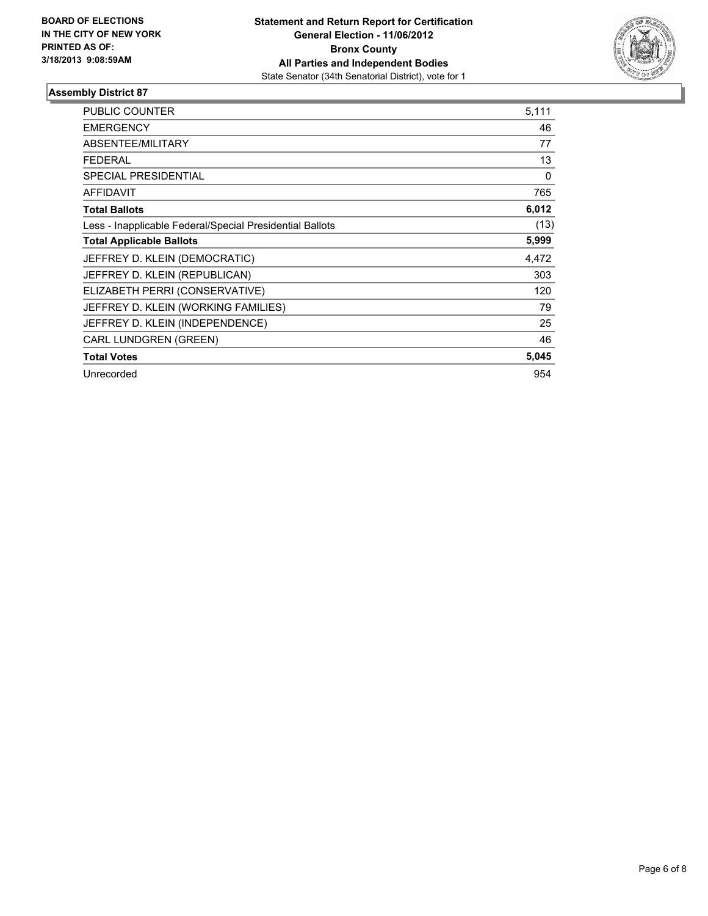**BOARD OF ELECTIONS**
**IN THE CITY OF NEW YORK**
**PRINTED AS OF:**
**3/18/2013 9:08:59AM**

**Statement and Return Report for Certification**
**General Election - 11/06/2012**
**Bronx County**
**All Parties and Independent Bodies**
State Senator (34th Senatorial District), vote for 1

## Assembly District 87

| | |
|---|---|
| PUBLIC COUNTER | 5,111 |
| EMERGENCY | 46 |
| ABSENTEE/MILITARY | 77 |
| FEDERAL | 13 |
| SPECIAL PRESIDENTIAL | 0 |
| AFFIDAVIT | 765 |
| **Total Ballots** | **6,012** |
| Less - Inapplicable Federal/Special Presidential Ballots | (13) |
| **Total Applicable Ballots** | **5,999** |
| JEFFREY D. KLEIN (DEMOCRATIC) | 4,472 |
| JEFFREY D. KLEIN (REPUBLICAN) | 303 |
| ELIZABETH PERRI (CONSERVATIVE) | 120 |
| JEFFREY D. KLEIN (WORKING FAMILIES) | 79 |
| JEFFREY D. KLEIN (INDEPENDENCE) | 25 |
| CARL LUNDGREN (GREEN) | 46 |
| **Total Votes** | **5,045** |
| Unrecorded | 954 |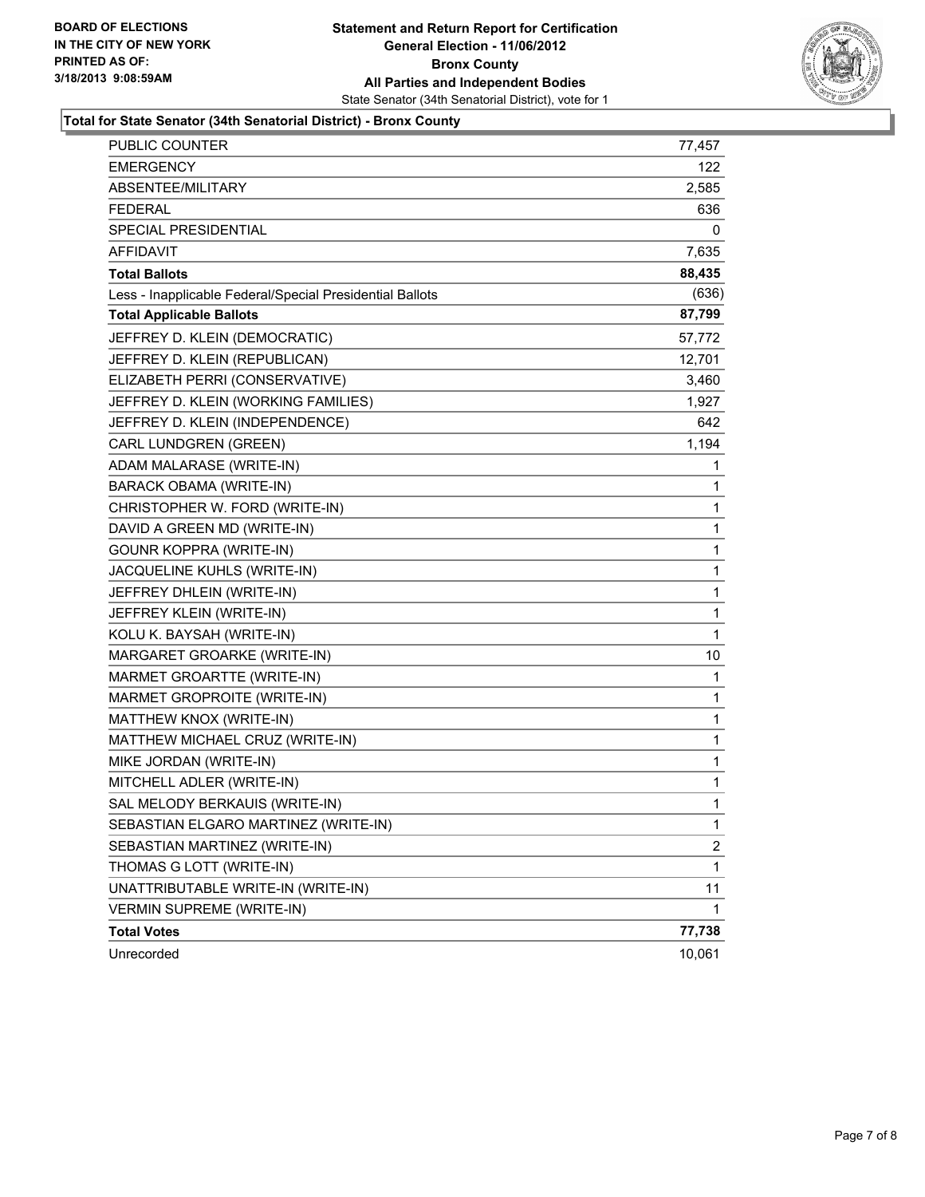BOARD OF ELECTIONS
IN THE CITY OF NEW YORK
PRINTED AS OF:
3/18/2013 9:08:59AM

**Statement and Return Report for Certification**
**General Election - 11/06/2012**
**Bronx County**
**All Parties and Independent Bodies**
State Senator (34th Senatorial District), vote for 1

### Total for State Senator (34th Senatorial District) - Bronx County

| | |
|---|---|
| PUBLIC COUNTER | 77,457 |
| EMERGENCY | 122 |
| ABSENTEE/MILITARY | 2,585 |
| FEDERAL | 636 |
| SPECIAL PRESIDENTIAL | 0 |
| AFFIDAVIT | 7,635 |
| **Total Ballots** | **88,435** |
| Less - Inapplicable Federal/Special Presidential Ballots | (636) |
| **Total Applicable Ballots** | **87,799** |
| JEFFREY D. KLEIN (DEMOCRATIC) | 57,772 |
| JEFFREY D. KLEIN (REPUBLICAN) | 12,701 |
| ELIZABETH PERRI (CONSERVATIVE) | 3,460 |
| JEFFREY D. KLEIN (WORKING FAMILIES) | 1,927 |
| JEFFREY D. KLEIN (INDEPENDENCE) | 642 |
| CARL LUNDGREN (GREEN) | 1,194 |
| ADAM MALARASE (WRITE-IN) | 1 |
| BARACK OBAMA (WRITE-IN) | 1 |
| CHRISTOPHER W. FORD (WRITE-IN) | 1 |
| DAVID A GREEN MD (WRITE-IN) | 1 |
| GOUNR KOPPRA (WRITE-IN) | 1 |
| JACQUELINE KUHLS (WRITE-IN) | 1 |
| JEFFREY DHLEIN (WRITE-IN) | 1 |
| JEFFREY KLEIN (WRITE-IN) | 1 |
| KOLU K. BAYSAH (WRITE-IN) | 1 |
| MARGARET GROARKE (WRITE-IN) | 10 |
| MARMET GROARTTE (WRITE-IN) | 1 |
| MARMET GROPROITE (WRITE-IN) | 1 |
| MATTHEW KNOX (WRITE-IN) | 1 |
| MATTHEW MICHAEL CRUZ (WRITE-IN) | 1 |
| MIKE JORDAN (WRITE-IN) | 1 |
| MITCHELL ADLER (WRITE-IN) | 1 |
| SAL MELODY BERKAUIS (WRITE-IN) | 1 |
| SEBASTIAN ELGARO MARTINEZ (WRITE-IN) | 1 |
| SEBASTIAN MARTINEZ (WRITE-IN) | 2 |
| THOMAS G LOTT (WRITE-IN) | 1 |
| UNATTRIBUTABLE WRITE-IN (WRITE-IN) | 11 |
| VERMIN SUPREME (WRITE-IN) | 1 |
| **Total Votes** | **77,738** |
| Unrecorded | 10,061 |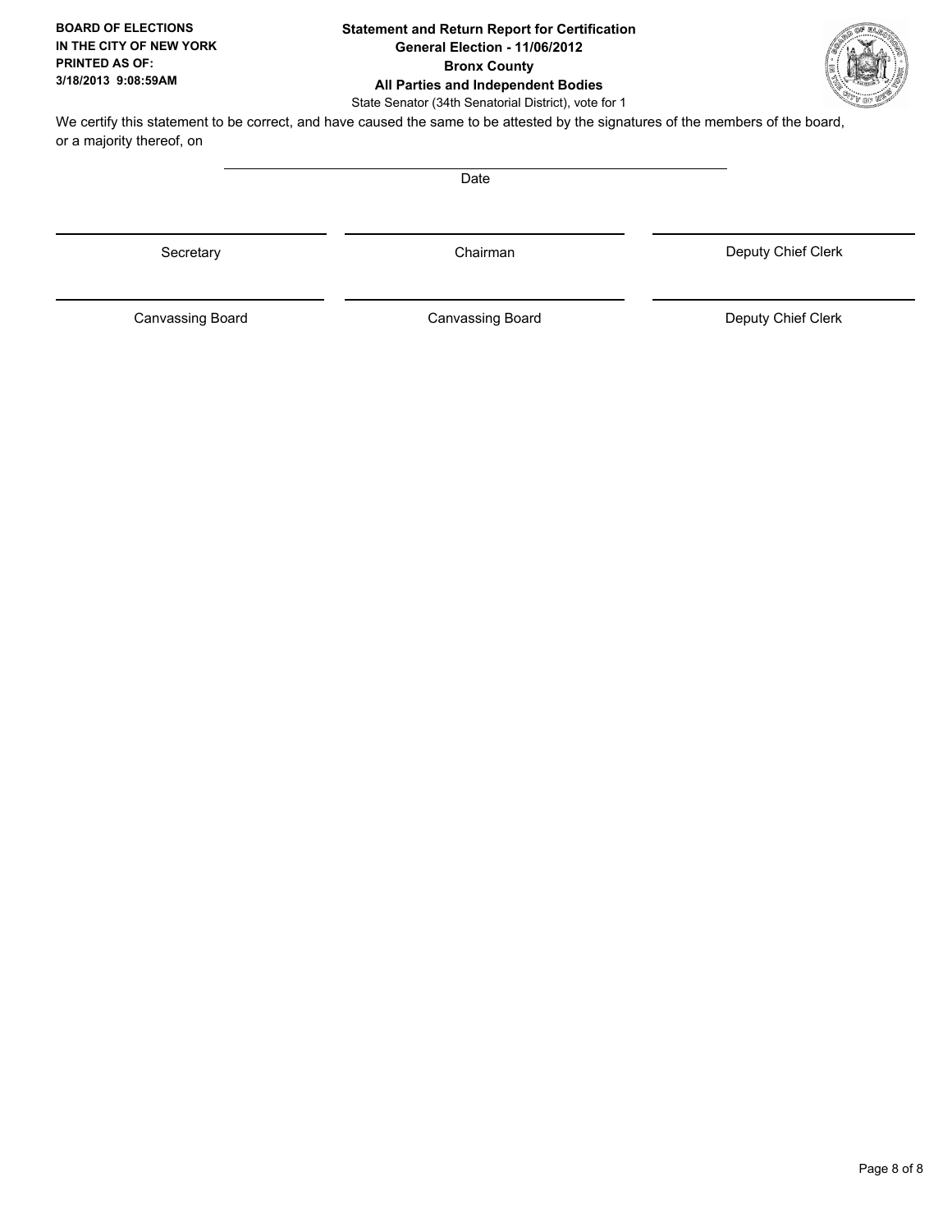We certify this statement to be correct, and have caused the same to be attested by the signatures of the members of the board, or a majority thereof, on

______________________________
Date

| | | |
|---|---|---|
| Secretary | Chairman | Deputy Chief Clerk |
| Canvassing Board | Canvassing Board | Deputy Chief Clerk |